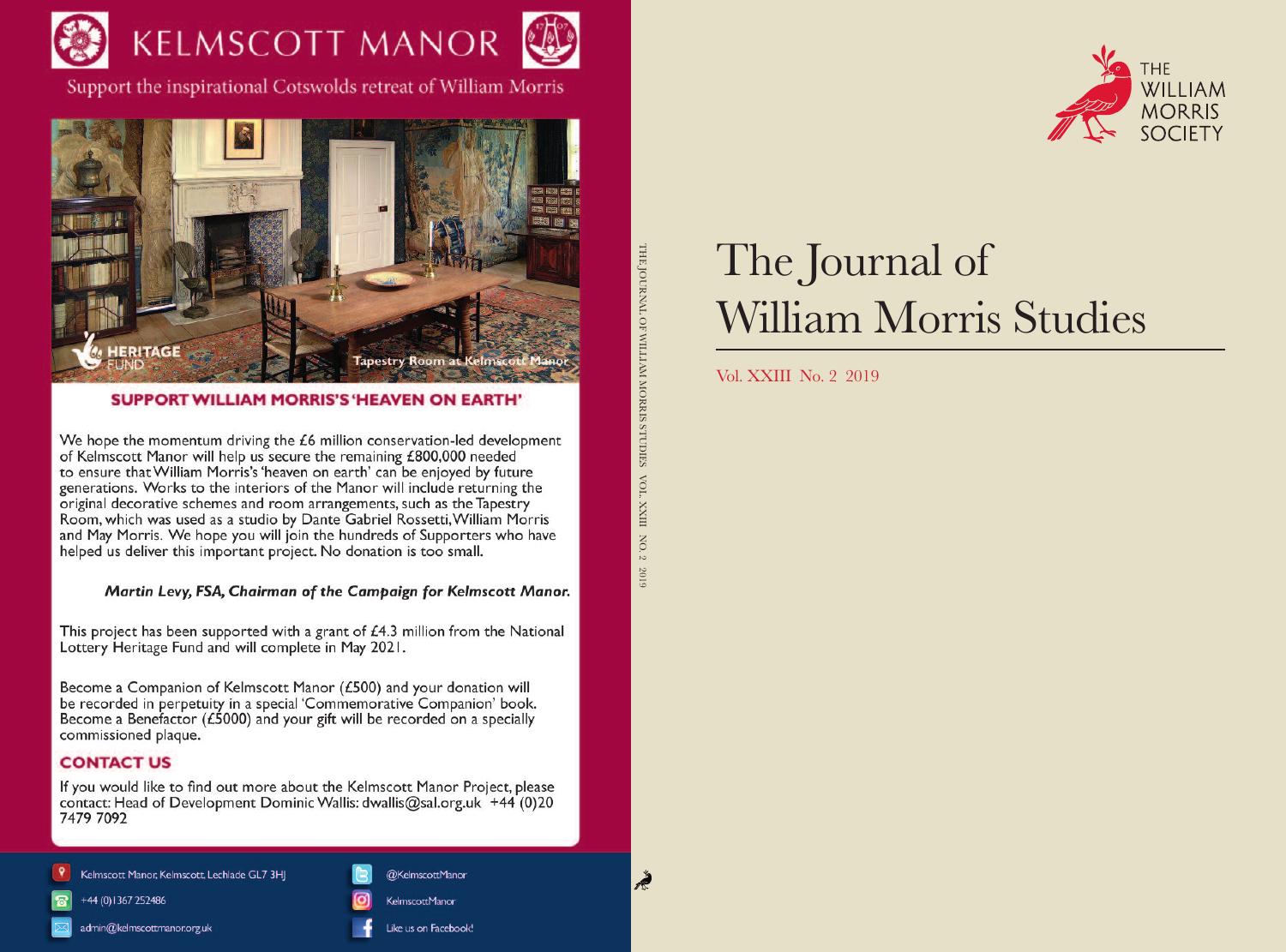# KELMSCOTT MANOR

Support the inspirational Cotswolds retreat of William Morris

Tapestry Room at Kelmscott Manor

## SUPPORT WILLIAM MORRIS'S 'HEAVEN ON EARTH'

We hope the momentum driving the £6 million conservation-led development of Kelmscott Manor will help us secure the remaining £800,000 needed to ensure that William Morris's 'heaven on earth' can be enjoyed by future generations. Works to the interiors of the Manor will include returning the original decorative schemes and room arrangements, such as the Tapestry Room, which was used as a studio by Dante Gabriel Rossetti, William Morris and May Morris. We hope you will join the hundreds of Supporters who have helped us deliver this important project. No donation is too small.

***Martin Levy, FSA, Chairman of the Campaign for Kelmscott Manor.***

This project has been supported with a grant of £4.3 million from the National Lottery Heritage Fund and will complete in May 2021.

Become a Companion of Kelmscott Manor (£500) and your donation will be recorded in perpetuity in a special 'Commemorative Companion' book. Become a Benefactor (£5000) and your gift will be recorded on a specially commissioned plaque.

## CONTACT US

If you would like to find out more about the Kelmscott Manor Project, please contact: Head of Development Dominic Wallis: dwallis@sal.org.uk +44 (0)20 7479 7092

Kelmscott Manor, Kelmscott, Lechlade GL7 3HJ

+44 (0)1367 252486

admin@kelmscottmanor.org.uk

@KelmscottManor

KelmscottManor

Like us on Facebook!

THE JOURNAL OF WILLIAM MORRIS STUDIES VOL. XXIII NO. 2 2019

THE WILLIAM MORRIS SOCIETY

# The Journal of William Morris Studies

Vol. XXIII No. 2 2019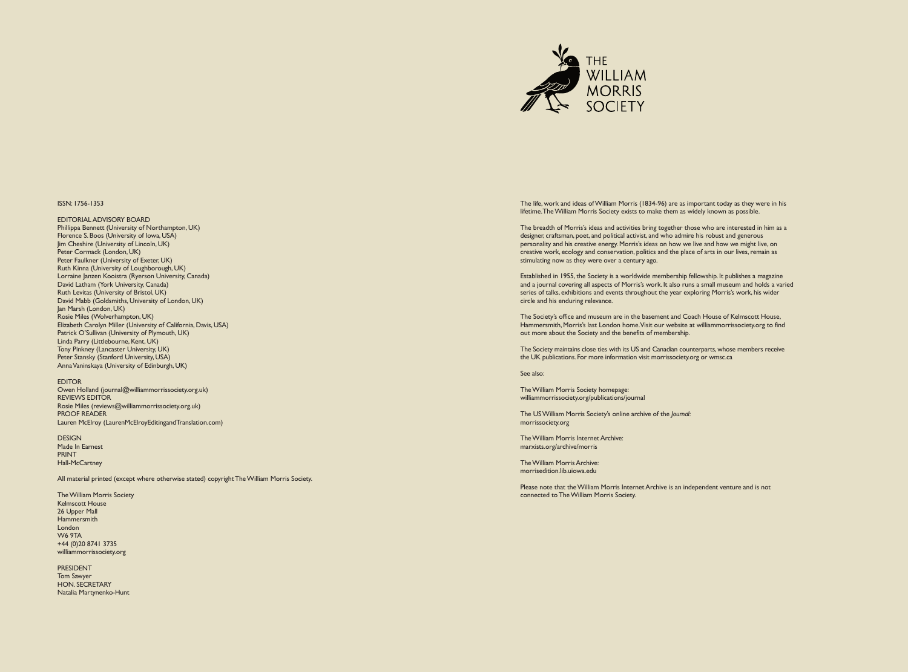ISSN: 1756-1353

EDITORIAL ADVISORY BOARD
Phillippa Bennett (University of Northampton, UK)
Florence S. Boos (University of Iowa, USA)
Jim Cheshire (University of Lincoln, UK)
Peter Cormack (London, UK)
Peter Faulkner (University of Exeter, UK)
Ruth Kinna (University of Loughborough, UK)
Lorraine Janzen Kooistra (Ryerson University, Canada)
David Latham (York University, Canada)
Ruth Levitas (University of Bristol, UK)
David Mabb (Goldsmiths, University of London, UK)
Jan Marsh (London, UK)
Rosie Miles (Wolverhampton, UK)
Elizabeth Carolyn Miller (University of California, Davis, USA)
Patrick O'Sullivan (University of Plymouth, UK)
Linda Parry (Littlebourne, Kent, UK)
Tony Pinkney (Lancaster University, UK)
Peter Stansky (Stanford University, USA)
Anna Vaninskaya (University of Edinburgh, UK)

EDITOR
Owen Holland (journal@williammorrissociety.org.uk)
REVIEWS EDITOR
Rosie Miles (reviews@williammorrissociety.org.uk)
PROOF READER
Lauren McElroy (LaurenMcElroyEditingandTranslation.com)

DESIGN
Made In Earnest
PRINT
Hall-McCartney

All material printed (except where otherwise stated) copyright The William Morris Society.

The William Morris Society
Kelmscott House
26 Upper Mall
Hammersmith
London
W6 9TA
+44 (0)20 8741 3735
williammorrissociety.org

PRESIDENT
Tom Sawyer
HON. SECRETARY
Natalia Martynenko-Hunt

THE WILLIAM MORRIS SOCIETY

The life, work and ideas of William Morris (1834-96) are as important today as they were in his lifetime. The William Morris Society exists to make them as widely known as possible.

The breadth of Morris's ideas and activities bring together those who are interested in him as a designer, craftsman, poet, and political activist, and who admire his robust and generous personality and his creative energy. Morris's ideas on how we live and how we might live, on creative work, ecology and conservation, politics and the place of arts in our lives, remain as stimulating now as they were over a century ago.

Established in 1955, the Society is a worldwide membership fellowship. It publishes a magazine and a journal covering all aspects of Morris's work. It also runs a small museum and holds a varied series of talks, exhibitions and events throughout the year exploring Morris's work, his wider circle and his enduring relevance.

The Society's office and museum are in the basement and Coach House of Kelmscott House, Hammersmith, Morris's last London home. Visit our website at williammorrissociety.org to find out more about the Society and the benefits of membership.

The Society maintains close ties with its US and Canadian counterparts, whose members receive the UK publications. For more information visit morrissociety.org or wmsc.ca

See also:

The William Morris Society homepage:
williammorrissociety.org/publications/journal

The US William Morris Society's online archive of the *Journal*:
morrissociety.org

The William Morris Internet Archive:
marxists.org/archive/morris

The William Morris Archive:
morrisedition.lib.uiowa.edu

Please note that the William Morris Internet Archive is an independent venture and is not connected to The William Morris Society.